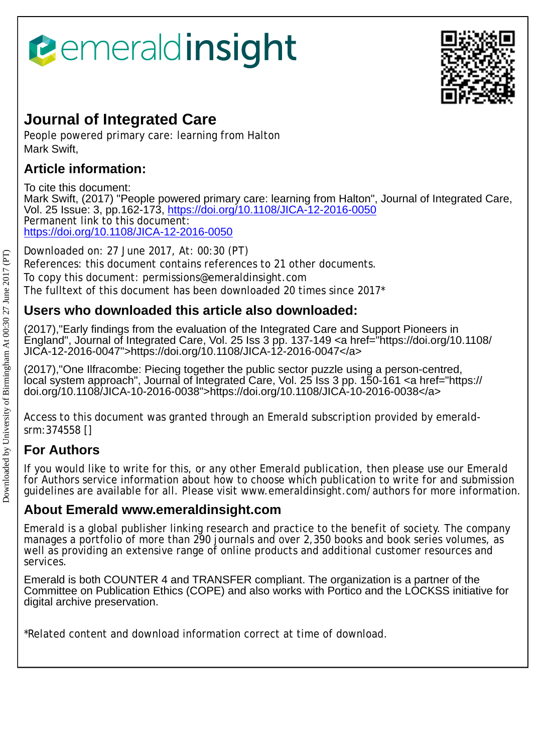emeraldinsight

# Journal of Integrated Care

People powered primary care: learning from Halton
Mark Swift,

## Article information:

To cite this document:
Mark Swift, (2017) "People powered primary care: learning from Halton", Journal of Integrated Care, Vol. 25 Issue: 3, pp.162-173, https://doi.org/10.1108/JICA-12-2016-0050
Permanent link to this document:
https://doi.org/10.1108/JICA-12-2016-0050

Downloaded on: 27 June 2017, At: 00:30 (PT)
References: this document contains references to 21 other documents.
To copy this document: permissions@emeraldinsight.com
The fulltext of this document has been downloaded 20 times since 2017*

## Users who downloaded this article also downloaded:

(2017),"Early findings from the evaluation of the Integrated Care and Support Pioneers in England", Journal of Integrated Care, Vol. 25 Iss 3 pp. 137-149 <a href="https://doi.org/10.1108/JICA-12-2016-0047">https://doi.org/10.1108/JICA-12-2016-0047</a>

(2017),"One Ilfracombe: Piecing together the public sector puzzle using a person-centred, local system approach", Journal of Integrated Care, Vol. 25 Iss 3 pp. 150-161 <a href="https://doi.org/10.1108/JICA-10-2016-0038">https://doi.org/10.1108/JICA-10-2016-0038</a>

Access to this document was granted through an Emerald subscription provided by emerald-srm:374558 []

## For Authors

If you would like to write for this, or any other Emerald publication, then please use our Emerald for Authors service information about how to choose which publication to write for and submission guidelines are available for all. Please visit www.emeraldinsight.com/authors for more information.

## About Emerald www.emeraldinsight.com

Emerald is a global publisher linking research and practice to the benefit of society. The company manages a portfolio of more than 290 journals and over 2,350 books and book series volumes, as well as providing an extensive range of online products and additional customer resources and services.

Emerald is both COUNTER 4 and TRANSFER compliant. The organization is a partner of the Committee on Publication Ethics (COPE) and also works with Portico and the LOCKSS initiative for digital archive preservation.

*Related content and download information correct at time of download.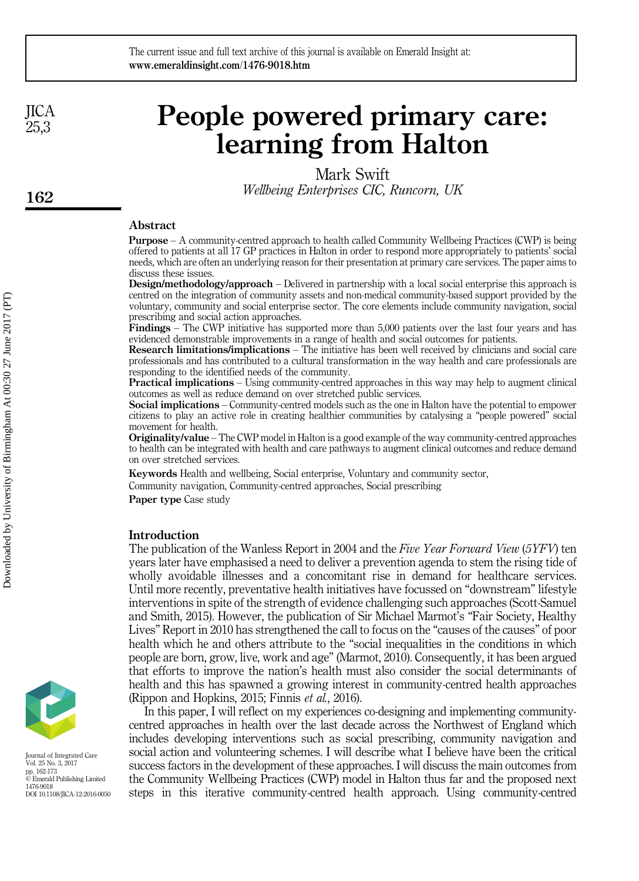# People powered primary care: learning from Halton

Mark Swift
*Wellbeing Enterprises CIC, Runcorn, UK*

## Abstract

**Purpose** – A community-centred approach to health called Community Wellbeing Practices (CWP) is being offered to patients at all 17 GP practices in Halton in order to respond more appropriately to patients' social needs, which are often an underlying reason for their presentation at primary care services. The paper aims to discuss these issues.

**Design/methodology/approach** – Delivered in partnership with a local social enterprise this approach is centred on the integration of community assets and non-medical community-based support provided by the voluntary, community and social enterprise sector. The core elements include community navigation, social prescribing and social action approaches.

**Findings** – The CWP initiative has supported more than 5,000 patients over the last four years and has evidenced demonstrable improvements in a range of health and social outcomes for patients.

**Research limitations/implications** – The initiative has been well received by clinicians and social care professionals and has contributed to a cultural transformation in the way health and care professionals are responding to the identified needs of the community.

**Practical implications** – Using community-centred approaches in this way may help to augment clinical outcomes as well as reduce demand on over stretched public services.

**Social implications** – Community-centred models such as the one in Halton have the potential to empower citizens to play an active role in creating healthier communities by catalysing a "people powered" social movement for health.

**Originality/value** – The CWP model in Halton is a good example of the way community-centred approaches to health can be integrated with health and care pathways to augment clinical outcomes and reduce demand on over stretched services.

**Keywords** Health and wellbeing, Social enterprise, Voluntary and community sector, Community navigation, Community-centred approaches, Social prescribing

**Paper type** Case study

## Introduction

The publication of the Wanless Report in 2004 and the *Five Year Forward View* (*5YFV*) ten years later have emphasised a need to deliver a prevention agenda to stem the rising tide of wholly avoidable illnesses and a concomitant rise in demand for healthcare services. Until more recently, preventative health initiatives have focussed on "downstream" lifestyle interventions in spite of the strength of evidence challenging such approaches (Scott-Samuel and Smith, 2015). However, the publication of Sir Michael Marmot's "Fair Society, Healthy Lives" Report in 2010 has strengthened the call to focus on the "causes of the causes" of poor health which he and others attribute to the "social inequalities in the conditions in which people are born, grow, live, work and age" (Marmot, 2010). Consequently, it has been argued that efforts to improve the nation's health must also consider the social determinants of health and this has spawned a growing interest in community-centred health approaches (Rippon and Hopkins, 2015; Finnis *et al.*, 2016).

In this paper, I will reflect on my experiences co-designing and implementing community-centred approaches in health over the last decade across the Northwest of England which includes developing interventions such as social prescribing, community navigation and social action and volunteering schemes. I will describe what I believe have been the critical success factors in the development of these approaches. I will discuss the main outcomes from the Community Wellbeing Practices (CWP) model in Halton thus far and the proposed next steps in this iterative community-centred health approach. Using community-centred

Journal of Integrated Care
Vol. 25 No. 3, 2017
pp. 162-173
© Emerald Publishing Limited
1476-9018
DOI 10.1108/JICA-12-2016-0050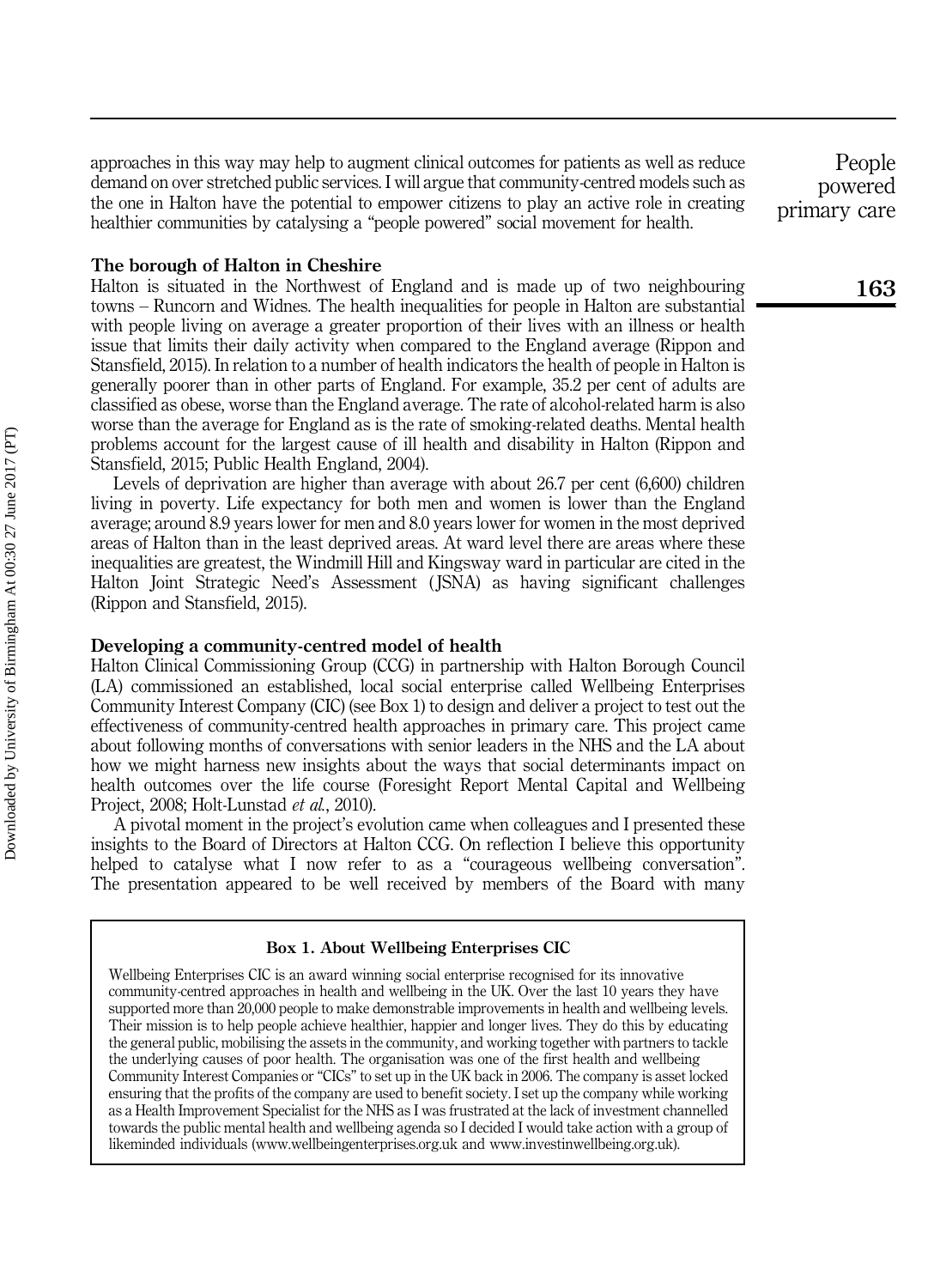approaches in this way may help to augment clinical outcomes for patients as well as reduce demand on over stretched public services. I will argue that community-centred models such as the one in Halton have the potential to empower citizens to play an active role in creating healthier communities by catalysing a "people powered" social movement for health.

### The borough of Halton in Cheshire

Halton is situated in the Northwest of England and is made up of two neighbouring towns – Runcorn and Widnes. The health inequalities for people in Halton are substantial with people living on average a greater proportion of their lives with an illness or health issue that limits their daily activity when compared to the England average (Rippon and Stansfield, 2015). In relation to a number of health indicators the health of people in Halton is generally poorer than in other parts of England. For example, 35.2 per cent of adults are classified as obese, worse than the England average. The rate of alcohol-related harm is also worse than the average for England as is the rate of smoking-related deaths. Mental health problems account for the largest cause of ill health and disability in Halton (Rippon and Stansfield, 2015; Public Health England, 2004).

Levels of deprivation are higher than average with about 26.7 per cent (6,600) children living in poverty. Life expectancy for both men and women is lower than the England average; around 8.9 years lower for men and 8.0 years lower for women in the most deprived areas of Halton than in the least deprived areas. At ward level there are areas where these inequalities are greatest, the Windmill Hill and Kingsway ward in particular are cited in the Halton Joint Strategic Need's Assessment (JSNA) as having significant challenges (Rippon and Stansfield, 2015).

### Developing a community-centred model of health

Halton Clinical Commissioning Group (CCG) in partnership with Halton Borough Council (LA) commissioned an established, local social enterprise called Wellbeing Enterprises Community Interest Company (CIC) (see Box 1) to design and deliver a project to test out the effectiveness of community-centred health approaches in primary care. This project came about following months of conversations with senior leaders in the NHS and the LA about how we might harness new insights about the ways that social determinants impact on health outcomes over the life course (Foresight Report Mental Capital and Wellbeing Project, 2008; Holt-Lunstad *et al.*, 2010).

A pivotal moment in the project's evolution came when colleagues and I presented these insights to the Board of Directors at Halton CCG. On reflection I believe this opportunity helped to catalyse what I now refer to as a "courageous wellbeing conversation". The presentation appeared to be well received by members of the Board with many

> **Box 1. About Wellbeing Enterprises CIC**
>
> Wellbeing Enterprises CIC is an award winning social enterprise recognised for its innovative community-centred approaches in health and wellbeing in the UK. Over the last 10 years they have supported more than 20,000 people to make demonstrable improvements in health and wellbeing levels. Their mission is to help people achieve healthier, happier and longer lives. They do this by educating the general public, mobilising the assets in the community, and working together with partners to tackle the underlying causes of poor health. The organisation was one of the first health and wellbeing Community Interest Companies or "CICs" to set up in the UK back in 2006. The company is asset locked ensuring that the profits of the company are used to benefit society. I set up the company while working as a Health Improvement Specialist for the NHS as I was frustrated at the lack of investment channelled towards the public mental health and wellbeing agenda so I decided I would take action with a group of likeminded individuals (www.wellbeingenterprises.org.uk and www.investinwellbeing.org.uk).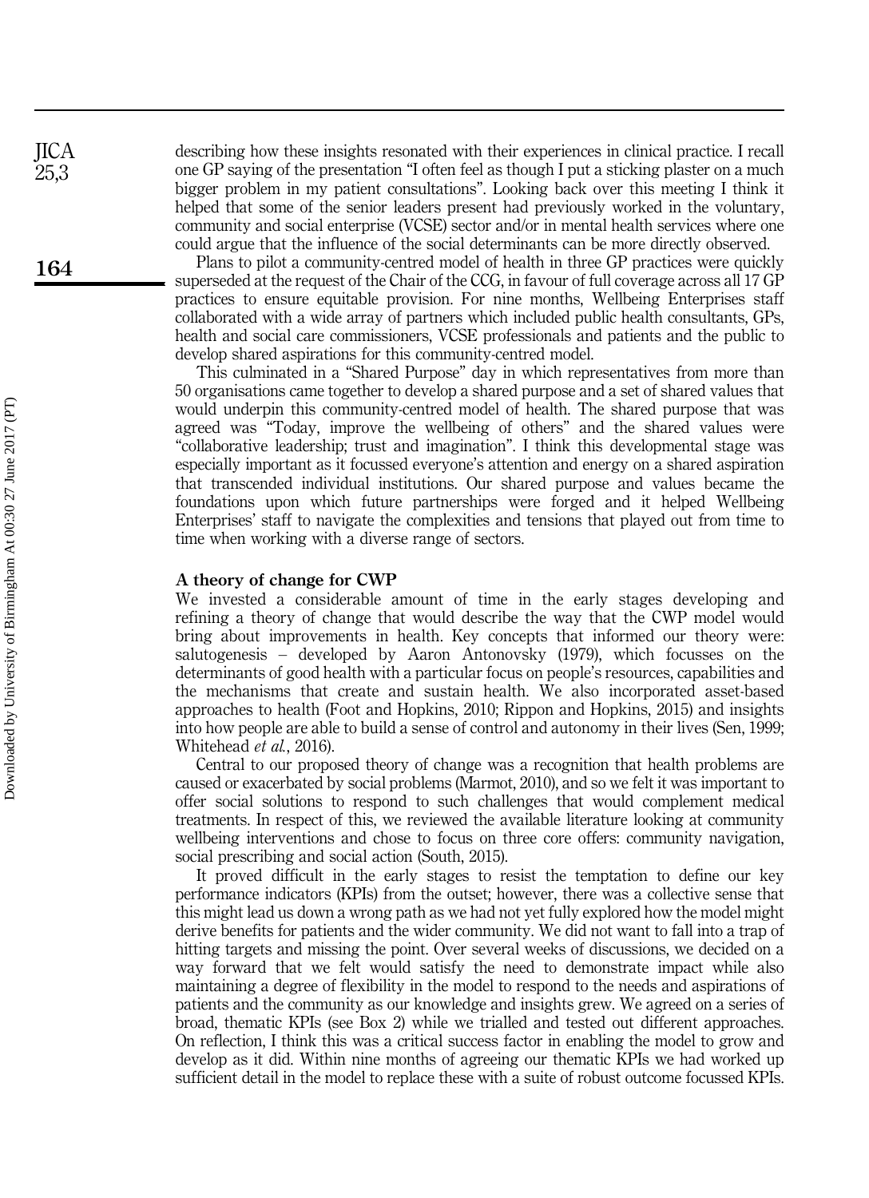describing how these insights resonated with their experiences in clinical practice. I recall one GP saying of the presentation "I often feel as though I put a sticking plaster on a much bigger problem in my patient consultations". Looking back over this meeting I think it helped that some of the senior leaders present had previously worked in the voluntary, community and social enterprise (VCSE) sector and/or in mental health services where one could argue that the influence of the social determinants can be more directly observed.

Plans to pilot a community-centred model of health in three GP practices were quickly superseded at the request of the Chair of the CCG, in favour of full coverage across all 17 GP practices to ensure equitable provision. For nine months, Wellbeing Enterprises staff collaborated with a wide array of partners which included public health consultants, GPs, health and social care commissioners, VCSE professionals and patients and the public to develop shared aspirations for this community-centred model.

This culminated in a "Shared Purpose" day in which representatives from more than 50 organisations came together to develop a shared purpose and a set of shared values that would underpin this community-centred model of health. The shared purpose that was agreed was "Today, improve the wellbeing of others" and the shared values were "collaborative leadership; trust and imagination". I think this developmental stage was especially important as it focussed everyone's attention and energy on a shared aspiration that transcended individual institutions. Our shared purpose and values became the foundations upon which future partnerships were forged and it helped Wellbeing Enterprises' staff to navigate the complexities and tensions that played out from time to time when working with a diverse range of sectors.

### A theory of change for CWP

We invested a considerable amount of time in the early stages developing and refining a theory of change that would describe the way that the CWP model would bring about improvements in health. Key concepts that informed our theory were: salutogenesis – developed by Aaron Antonovsky (1979), which focusses on the determinants of good health with a particular focus on people's resources, capabilities and the mechanisms that create and sustain health. We also incorporated asset-based approaches to health (Foot and Hopkins, 2010; Rippon and Hopkins, 2015) and insights into how people are able to build a sense of control and autonomy in their lives (Sen, 1999; Whitehead *et al.*, 2016).

Central to our proposed theory of change was a recognition that health problems are caused or exacerbated by social problems (Marmot, 2010), and so we felt it was important to offer social solutions to respond to such challenges that would complement medical treatments. In respect of this, we reviewed the available literature looking at community wellbeing interventions and chose to focus on three core offers: community navigation, social prescribing and social action (South, 2015).

It proved difficult in the early stages to resist the temptation to define our key performance indicators (KPIs) from the outset; however, there was a collective sense that this might lead us down a wrong path as we had not yet fully explored how the model might derive benefits for patients and the wider community. We did not want to fall into a trap of hitting targets and missing the point. Over several weeks of discussions, we decided on a way forward that we felt would satisfy the need to demonstrate impact while also maintaining a degree of flexibility in the model to respond to the needs and aspirations of patients and the community as our knowledge and insights grew. We agreed on a series of broad, thematic KPIs (see Box 2) while we trialled and tested out different approaches. On reflection, I think this was a critical success factor in enabling the model to grow and develop as it did. Within nine months of agreeing our thematic KPIs we had worked up sufficient detail in the model to replace these with a suite of robust outcome focussed KPIs.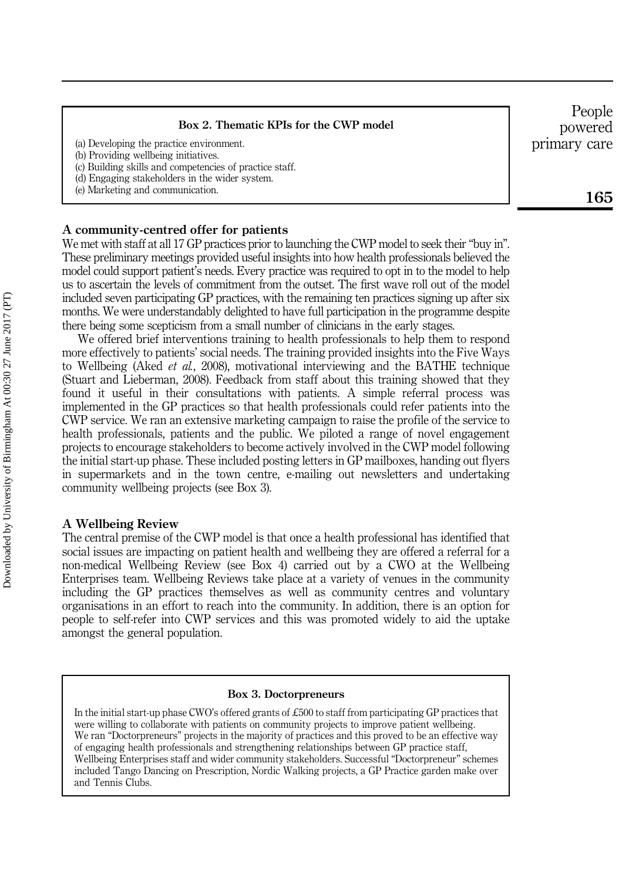**Box 2. Thematic KPIs for the CWP model**

(a) Developing the practice environment.
(b) Providing wellbeing initiatives.
(c) Building skills and competencies of practice staff.
(d) Engaging stakeholders in the wider system.
(e) Marketing and communication.

### A community-centred offer for patients

We met with staff at all 17 GP practices prior to launching the CWP model to seek their "buy in". These preliminary meetings provided useful insights into how health professionals believed the model could support patient's needs. Every practice was required to opt in to the model to help us to ascertain the levels of commitment from the outset. The first wave roll out of the model included seven participating GP practices, with the remaining ten practices signing up after six months. We were understandably delighted to have full participation in the programme despite there being some scepticism from a small number of clinicians in the early stages.

We offered brief interventions training to health professionals to help them to respond more effectively to patients' social needs. The training provided insights into the Five Ways to Wellbeing (Aked *et al.*, 2008), motivational interviewing and the BATHE technique (Stuart and Lieberman, 2008). Feedback from staff about this training showed that they found it useful in their consultations with patients. A simple referral process was implemented in the GP practices so that health professionals could refer patients into the CWP service. We ran an extensive marketing campaign to raise the profile of the service to health professionals, patients and the public. We piloted a range of novel engagement projects to encourage stakeholders to become actively involved in the CWP model following the initial start-up phase. These included posting letters in GP mailboxes, handing out flyers in supermarkets and in the town centre, e-mailing out newsletters and undertaking community wellbeing projects (see Box 3).

### A Wellbeing Review

The central premise of the CWP model is that once a health professional has identified that social issues are impacting on patient health and wellbeing they are offered a referral for a non-medical Wellbeing Review (see Box 4) carried out by a CWO at the Wellbeing Enterprises team. Wellbeing Reviews take place at a variety of venues in the community including the GP practices themselves as well as community centres and voluntary organisations in an effort to reach into the community. In addition, there is an option for people to self-refer into CWP services and this was promoted widely to aid the uptake amongst the general population.

**Box 3. Doctorpreneurs**

In the initial start-up phase CWO's offered grants of £500 to staff from participating GP practices that were willing to collaborate with patients on community projects to improve patient wellbeing. We ran "Doctorpreneurs" projects in the majority of practices and this proved to be an effective way of engaging health professionals and strengthening relationships between GP practice staff, Wellbeing Enterprises staff and wider community stakeholders. Successful "Doctorpreneur" schemes included Tango Dancing on Prescription, Nordic Walking projects, a GP Practice garden make over and Tennis Clubs.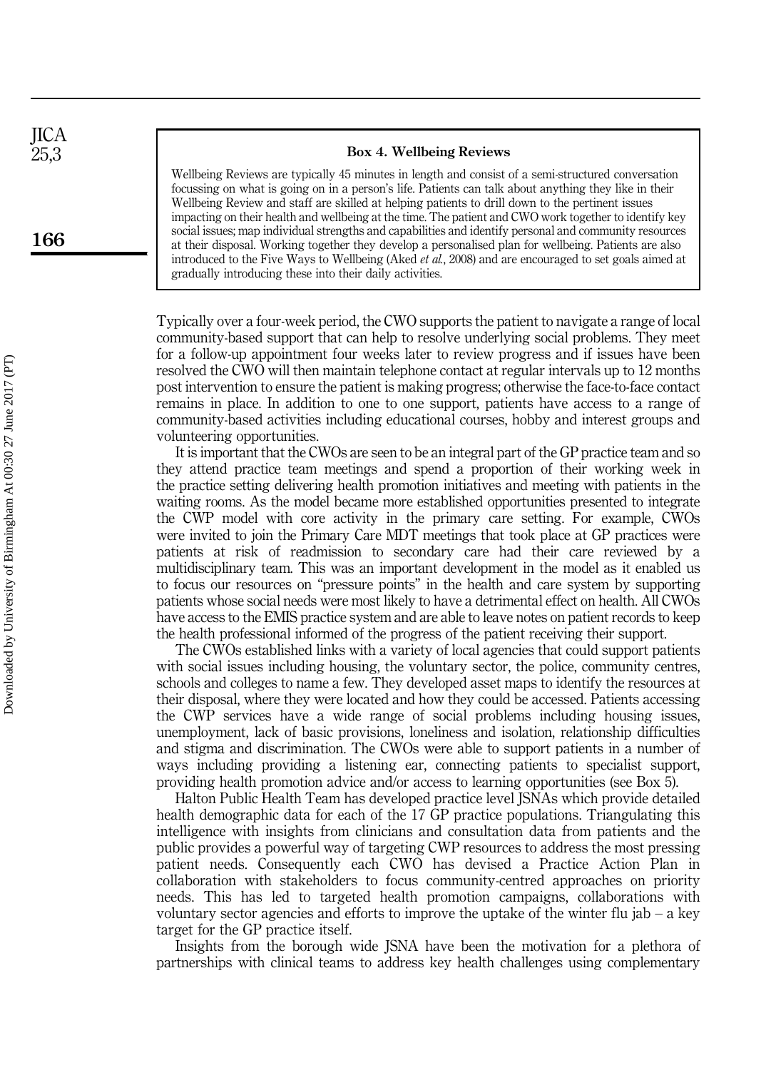**Box 4. Wellbeing Reviews**

Wellbeing Reviews are typically 45 minutes in length and consist of a semi-structured conversation focussing on what is going on in a person's life. Patients can talk about anything they like in their Wellbeing Review and staff are skilled at helping patients to drill down to the pertinent issues impacting on their health and wellbeing at the time. The patient and CWO work together to identify key social issues; map individual strengths and capabilities and identify personal and community resources at their disposal. Working together they develop a personalised plan for wellbeing. Patients are also introduced to the Five Ways to Wellbeing (Aked *et al.*, 2008) and are encouraged to set goals aimed at gradually introducing these into their daily activities.

Typically over a four-week period, the CWO supports the patient to navigate a range of local community-based support that can help to resolve underlying social problems. They meet for a follow-up appointment four weeks later to review progress and if issues have been resolved the CWO will then maintain telephone contact at regular intervals up to 12 months post intervention to ensure the patient is making progress; otherwise the face-to-face contact remains in place. In addition to one to one support, patients have access to a range of community-based activities including educational courses, hobby and interest groups and volunteering opportunities.

It is important that the CWOs are seen to be an integral part of the GP practice team and so they attend practice team meetings and spend a proportion of their working week in the practice setting delivering health promotion initiatives and meeting with patients in the waiting rooms. As the model became more established opportunities presented to integrate the CWP model with core activity in the primary care setting. For example, CWOs were invited to join the Primary Care MDT meetings that took place at GP practices were patients at risk of readmission to secondary care had their care reviewed by a multidisciplinary team. This was an important development in the model as it enabled us to focus our resources on "pressure points" in the health and care system by supporting patients whose social needs were most likely to have a detrimental effect on health. All CWOs have access to the EMIS practice system and are able to leave notes on patient records to keep the health professional informed of the progress of the patient receiving their support.

The CWOs established links with a variety of local agencies that could support patients with social issues including housing, the voluntary sector, the police, community centres, schools and colleges to name a few. They developed asset maps to identify the resources at their disposal, where they were located and how they could be accessed. Patients accessing the CWP services have a wide range of social problems including housing issues, unemployment, lack of basic provisions, loneliness and isolation, relationship difficulties and stigma and discrimination. The CWOs were able to support patients in a number of ways including providing a listening ear, connecting patients to specialist support, providing health promotion advice and/or access to learning opportunities (see Box 5).

Halton Public Health Team has developed practice level JSNAs which provide detailed health demographic data for each of the 17 GP practice populations. Triangulating this intelligence with insights from clinicians and consultation data from patients and the public provides a powerful way of targeting CWP resources to address the most pressing patient needs. Consequently each CWO has devised a Practice Action Plan in collaboration with stakeholders to focus community-centred approaches on priority needs. This has led to targeted health promotion campaigns, collaborations with voluntary sector agencies and efforts to improve the uptake of the winter flu jab – a key target for the GP practice itself.

Insights from the borough wide JSNA have been the motivation for a plethora of partnerships with clinical teams to address key health challenges using complementary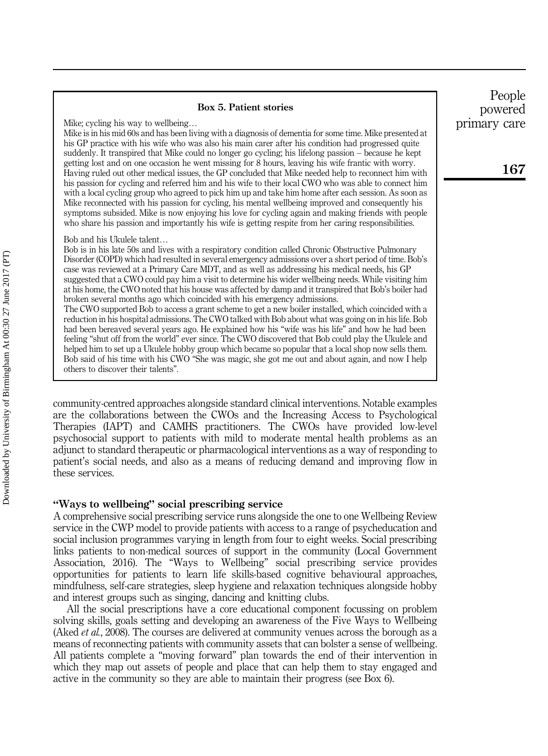**Box 5. Patient stories**

Mike; cycling his way to wellbeing…

Mike is in his mid 60s and has been living with a diagnosis of dementia for some time. Mike presented at his GP practice with his wife who was also his main carer after his condition had progressed quite suddenly. It transpired that Mike could no longer go cycling; his lifelong passion – because he kept getting lost and on one occasion he went missing for 8 hours, leaving his wife frantic with worry. Having ruled out other medical issues, the GP concluded that Mike needed help to reconnect him with his passion for cycling and referred him and his wife to their local CWO who was able to connect him with a local cycling group who agreed to pick him up and take him home after each session. As soon as Mike reconnected with his passion for cycling, his mental wellbeing improved and consequently his symptoms subsided. Mike is now enjoying his love for cycling again and making friends with people who share his passion and importantly his wife is getting respite from her caring responsibilities.

Bob and his Ukulele talent…

Bob is in his late 50s and lives with a respiratory condition called Chronic Obstructive Pulmonary Disorder (COPD) which had resulted in several emergency admissions over a short period of time. Bob's case was reviewed at a Primary Care MDT, and as well as addressing his medical needs, his GP suggested that a CWO could pay him a visit to determine his wider wellbeing needs. While visiting him at his home, the CWO noted that his house was affected by damp and it transpired that Bob's boiler had broken several months ago which coincided with his emergency admissions.

The CWO supported Bob to access a grant scheme to get a new boiler installed, which coincided with a reduction in his hospital admissions. The CWO talked with Bob about what was going on in his life. Bob had been bereaved several years ago. He explained how his "wife was his life" and how he had been feeling "shut off from the world" ever since. The CWO discovered that Bob could play the Ukulele and helped him to set up a Ukulele hobby group which became so popular that a local shop now sells them. Bob said of his time with his CWO "She was magic, she got me out and about again, and now I help others to discover their talents".

community-centred approaches alongside standard clinical interventions. Notable examples are the collaborations between the CWOs and the Increasing Access to Psychological Therapies (IAPT) and CAMHS practitioners. The CWOs have provided low-level psychosocial support to patients with mild to moderate mental health problems as an adjunct to standard therapeutic or pharmacological interventions as a way of responding to patient's social needs, and also as a means of reducing demand and improving flow in these services.

### "Ways to wellbeing" social prescribing service

A comprehensive social prescribing service runs alongside the one to one Wellbeing Review service in the CWP model to provide patients with access to a range of psycheducation and social inclusion programmes varying in length from four to eight weeks. Social prescribing links patients to non-medical sources of support in the community (Local Government Association, 2016). The "Ways to Wellbeing" social prescribing service provides opportunities for patients to learn life skills-based cognitive behavioural approaches, mindfulness, self-care strategies, sleep hygiene and relaxation techniques alongside hobby and interest groups such as singing, dancing and knitting clubs.

All the social prescriptions have a core educational component focussing on problem solving skills, goals setting and developing an awareness of the Five Ways to Wellbeing (Aked *et al.*, 2008). The courses are delivered at community venues across the borough as a means of reconnecting patients with community assets that can bolster a sense of wellbeing. All patients complete a "moving forward" plan towards the end of their intervention in which they map out assets of people and place that can help them to stay engaged and active in the community so they are able to maintain their progress (see Box 6).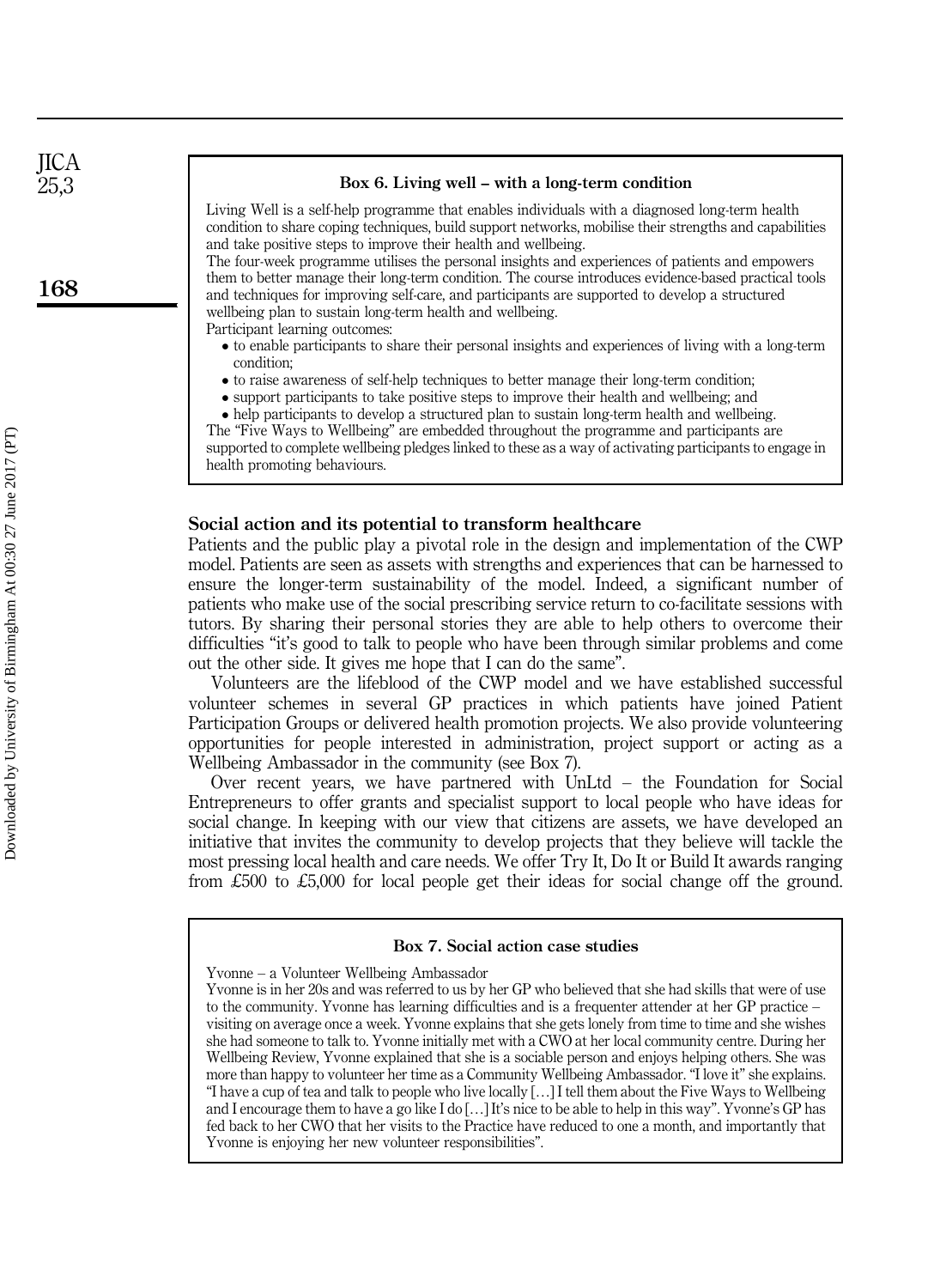**Box 6. Living well – with a long-term condition**

Living Well is a self-help programme that enables individuals with a diagnosed long-term health condition to share coping techniques, build support networks, mobilise their strengths and capabilities and take positive steps to improve their health and wellbeing.

The four-week programme utilises the personal insights and experiences of patients and empowers them to better manage their long-term condition. The course introduces evidence-based practical tools and techniques for improving self-care, and participants are supported to develop a structured wellbeing plan to sustain long-term health and wellbeing.

Participant learning outcomes:

- to enable participants to share their personal insights and experiences of living with a long-term condition;
- to raise awareness of self-help techniques to better manage their long-term condition;
- support participants to take positive steps to improve their health and wellbeing; and
- help participants to develop a structured plan to sustain long-term health and wellbeing.

The "Five Ways to Wellbeing" are embedded throughout the programme and participants are supported to complete wellbeing pledges linked to these as a way of activating participants to engage in health promoting behaviours.

## Social action and its potential to transform healthcare

Patients and the public play a pivotal role in the design and implementation of the CWP model. Patients are seen as assets with strengths and experiences that can be harnessed to ensure the longer-term sustainability of the model. Indeed, a significant number of patients who make use of the social prescribing service return to co-facilitate sessions with tutors. By sharing their personal stories they are able to help others to overcome their difficulties "it's good to talk to people who have been through similar problems and come out the other side. It gives me hope that I can do the same".

Volunteers are the lifeblood of the CWP model and we have established successful volunteer schemes in several GP practices in which patients have joined Patient Participation Groups or delivered health promotion projects. We also provide volunteering opportunities for people interested in administration, project support or acting as a Wellbeing Ambassador in the community (see Box 7).

Over recent years, we have partnered with UnLtd – the Foundation for Social Entrepreneurs to offer grants and specialist support to local people who have ideas for social change. In keeping with our view that citizens are assets, we have developed an initiative that invites the community to develop projects that they believe will tackle the most pressing local health and care needs. We offer Try It, Do It or Build It awards ranging from £500 to £5,000 for local people get their ideas for social change off the ground.

**Box 7. Social action case studies**

Yvonne – a Volunteer Wellbeing Ambassador

Yvonne is in her 20s and was referred to us by her GP who believed that she had skills that were of use to the community. Yvonne has learning difficulties and is a frequenter attender at her GP practice – visiting on average once a week. Yvonne explains that she gets lonely from time to time and she wishes she had someone to talk to. Yvonne initially met with a CWO at her local community centre. During her Wellbeing Review, Yvonne explained that she is a sociable person and enjoys helping others. She was more than happy to volunteer her time as a Community Wellbeing Ambassador. "I love it" she explains. "I have a cup of tea and talk to people who live locally […] I tell them about the Five Ways to Wellbeing and I encourage them to have a go like I do […] It's nice to be able to help in this way". Yvonne's GP has fed back to her CWO that her visits to the Practice have reduced to one a month, and importantly that Yvonne is enjoying her new volunteer responsibilities".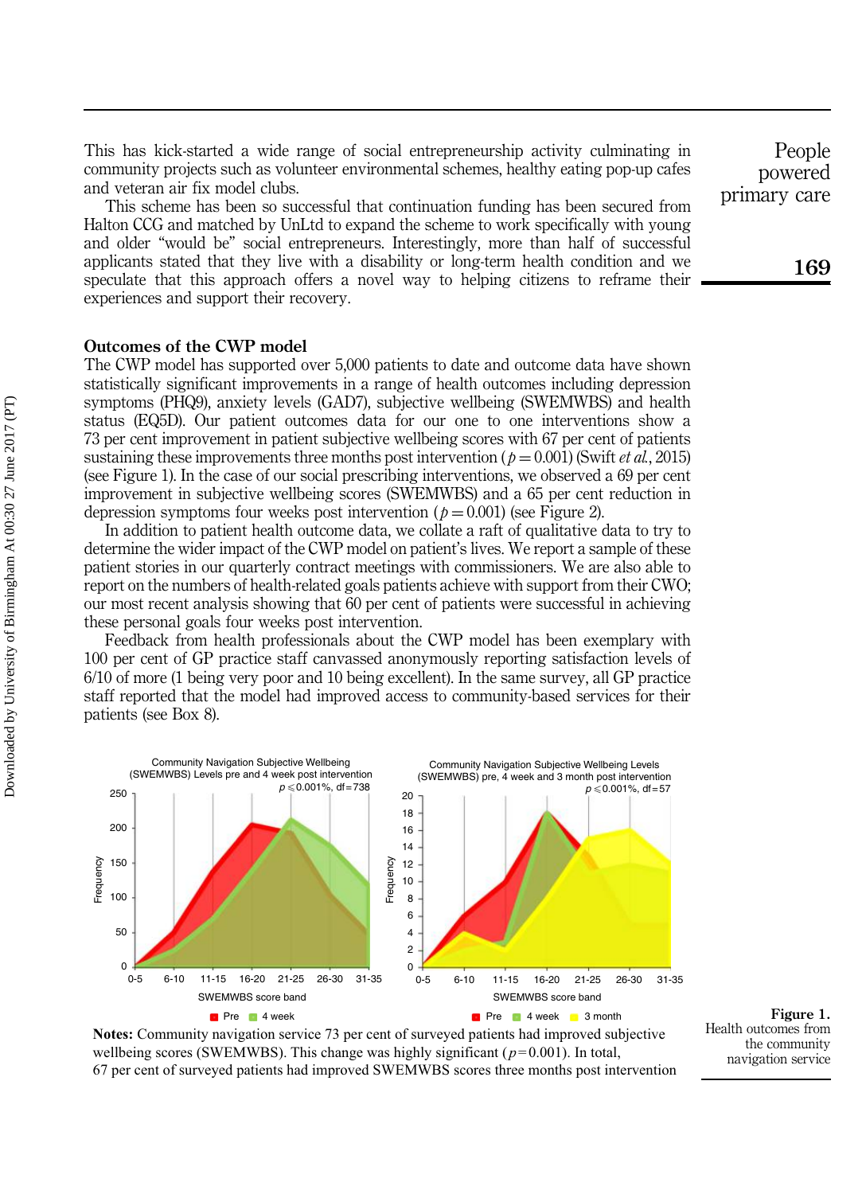This has kick-started a wide range of social entrepreneurship activity culminating in community projects such as volunteer environmental schemes, healthy eating pop-up cafes and veteran air fix model clubs.

This scheme has been so successful that continuation funding has been secured from Halton CCG and matched by UnLtd to expand the scheme to work specifically with young and older "would be" social entrepreneurs. Interestingly, more than half of successful applicants stated that they live with a disability or long-term health condition and we speculate that this approach offers a novel way to helping citizens to reframe their experiences and support their recovery.

## Outcomes of the CWP model

The CWP model has supported over 5,000 patients to date and outcome data have shown statistically significant improvements in a range of health outcomes including depression symptoms (PHQ9), anxiety levels (GAD7), subjective wellbeing (SWEMWBS) and health status (EQ5D). Our patient outcomes data for our one to one interventions show a 73 per cent improvement in patient subjective wellbeing scores with 67 per cent of patients sustaining these improvements three months post intervention ($p = 0.001$) (Swift *et al.*, 2015) (see Figure 1). In the case of our social prescribing interventions, we observed a 69 per cent improvement in subjective wellbeing scores (SWEMWBS) and a 65 per cent reduction in depression symptoms four weeks post intervention ($p = 0.001$) (see Figure 2).

In addition to patient health outcome data, we collate a raft of qualitative data to try to determine the wider impact of the CWP model on patient's lives. We report a sample of these patient stories in our quarterly contract meetings with commissioners. We are also able to report on the numbers of health-related goals patients achieve with support from their CWO; our most recent analysis showing that 60 per cent of patients were successful in achieving these personal goals four weeks post intervention.

Feedback from health professionals about the CWP model has been exemplary with 100 per cent of GP practice staff canvassed anonymously reporting satisfaction levels of 6/10 of more (1 being very poor and 10 being excellent). In the same survey, all GP practice staff reported that the model had improved access to community-based services for their patients (see Box 8).

**Notes:** Community navigation service 73 per cent of surveyed patients had improved subjective wellbeing scores (SWEMWBS). This change was highly significant ($p = 0.001$). In total, 67 per cent of surveyed patients had improved SWEMWBS scores three months post intervention

**Figure 1.** Health outcomes from the community navigation service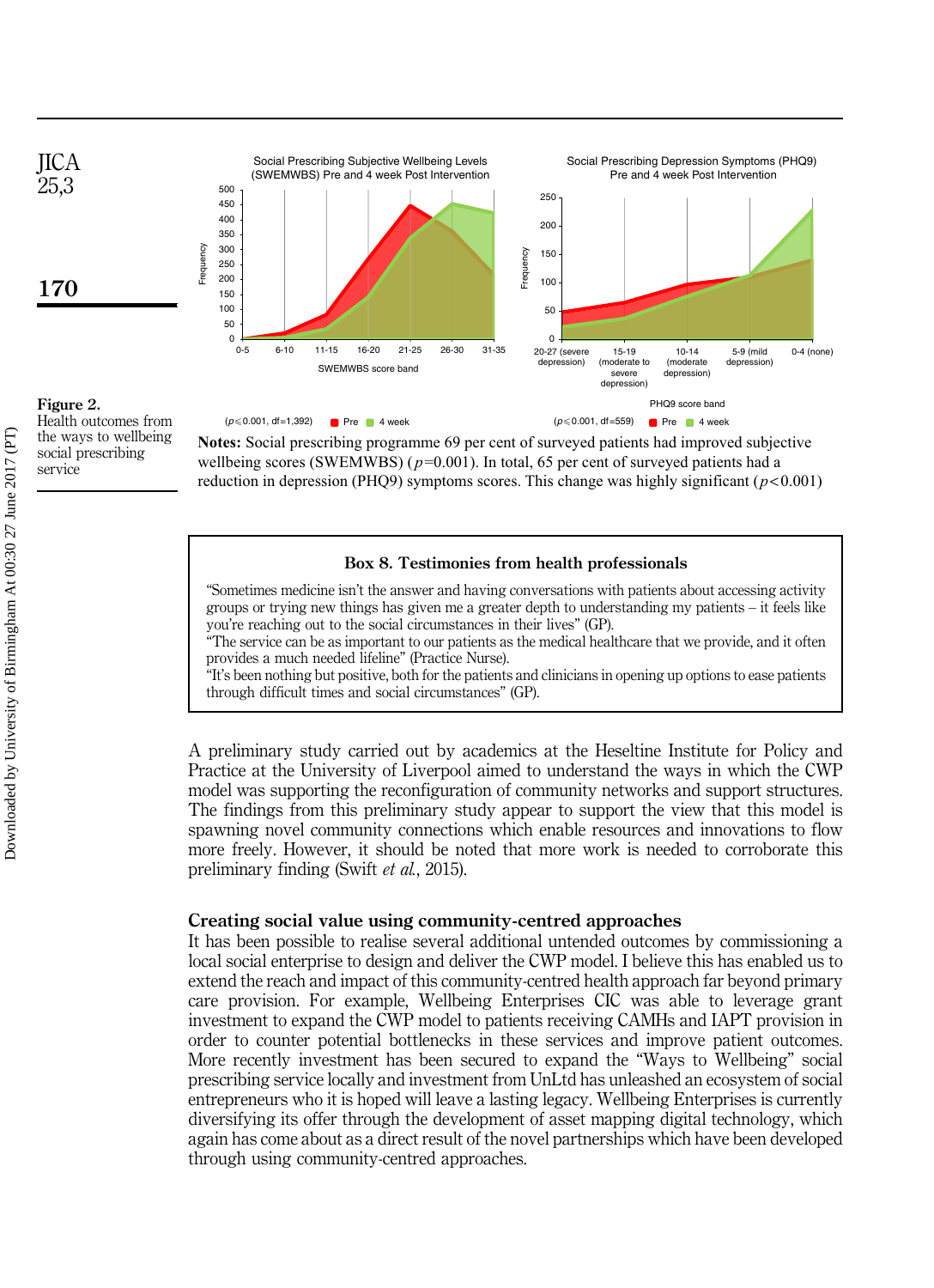Social Prescribing Subjective Wellbeing Levels (SWEMWBS) Pre and 4 week Post Intervention

Frequency

500
450
400
350
300
250
200
150
100
50
0

0-5 6-10 11-15 16-20 21-25 26-30 31-35

SWEMWBS score band

($p\leq$0.001, df=1,392) Pre 4 week

Social Prescribing Depression Symptoms (PHQ9) Pre and 4 week Post Intervention

Frequency

250
200
150
100
50
0

20-27 (severe depression) 15-19 (moderate to severe depression) 10-14 (moderate depression) 5-9 (mild depression) 0-4 (none)

PHQ9 score band

($p\leq$0.001, df=559) Pre 4 week

**Notes:** Social prescribing programme 69 per cent of surveyed patients had improved subjective wellbeing scores (SWEMWBS) ($p$=0.001). In total, 65 per cent of surveyed patients had a reduction in depression (PHQ9) symptoms scores. This change was highly significant ($p$<0.001)

**Figure 2.** Health outcomes from the ways to wellbeing social prescribing service

**Box 8. Testimonies from health professionals**

"Sometimes medicine isn't the answer and having conversations with patients about accessing activity groups or trying new things has given me a greater depth to understanding my patients – it feels like you're reaching out to the social circumstances in their lives" (GP).
"The service can be as important to our patients as the medical healthcare that we provide, and it often provides a much needed lifeline" (Practice Nurse).
"It's been nothing but positive, both for the patients and clinicians in opening up options to ease patients through difficult times and social circumstances" (GP).

A preliminary study carried out by academics at the Heseltine Institute for Policy and Practice at the University of Liverpool aimed to understand the ways in which the CWP model was supporting the reconfiguration of community networks and support structures. The findings from this preliminary study appear to support the view that this model is spawning novel community connections which enable resources and innovations to flow more freely. However, it should be noted that more work is needed to corroborate this preliminary finding (Swift *et al.*, 2015).

### Creating social value using community-centred approaches

It has been possible to realise several additional untended outcomes by commissioning a local social enterprise to design and deliver the CWP model. I believe this has enabled us to extend the reach and impact of this community-centred health approach far beyond primary care provision. For example, Wellbeing Enterprises CIC was able to leverage grant investment to expand the CWP model to patients receiving CAMHs and IAPT provision in order to counter potential bottlenecks in these services and improve patient outcomes. More recently investment has been secured to expand the "Ways to Wellbeing" social prescribing service locally and investment from UnLtd has unleashed an ecosystem of social entrepreneurs who it is hoped will leave a lasting legacy. Wellbeing Enterprises is currently diversifying its offer through the development of asset mapping digital technology, which again has come about as a direct result of the novel partnerships which have been developed through using community-centred approaches.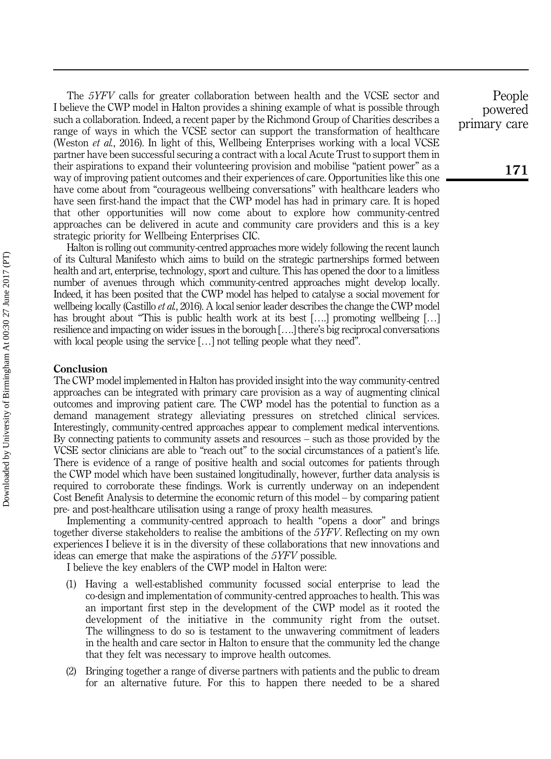The *5YFV* calls for greater collaboration between health and the VCSE sector and I believe the CWP model in Halton provides a shining example of what is possible through such a collaboration. Indeed, a recent paper by the Richmond Group of Charities describes a range of ways in which the VCSE sector can support the transformation of healthcare (Weston *et al.*, 2016). In light of this, Wellbeing Enterprises working with a local VCSE partner have been successful securing a contract with a local Acute Trust to support them in their aspirations to expand their volunteering provision and mobilise "patient power" as a way of improving patient outcomes and their experiences of care. Opportunities like this one have come about from "courageous wellbeing conversations" with healthcare leaders who have seen first-hand the impact that the CWP model has had in primary care. It is hoped that other opportunities will now come about to explore how community-centred approaches can be delivered in acute and community care providers and this is a key strategic priority for Wellbeing Enterprises CIC.

Halton is rolling out community-centred approaches more widely following the recent launch of its Cultural Manifesto which aims to build on the strategic partnerships formed between health and art, enterprise, technology, sport and culture. This has opened the door to a limitless number of avenues through which community-centred approaches might develop locally. Indeed, it has been posited that the CWP model has helped to catalyse a social movement for wellbeing locally (Castillo *et al.*, 2016). A local senior leader describes the change the CWP model has brought about "This is public health work at its best [….] promoting wellbeing […] resilience and impacting on wider issues in the borough [….] there's big reciprocal conversations with local people using the service […] not telling people what they need".

## Conclusion

The CWP model implemented in Halton has provided insight into the way community-centred approaches can be integrated with primary care provision as a way of augmenting clinical outcomes and improving patient care. The CWP model has the potential to function as a demand management strategy alleviating pressures on stretched clinical services. Interestingly, community-centred approaches appear to complement medical interventions. By connecting patients to community assets and resources – such as those provided by the VCSE sector clinicians are able to "reach out" to the social circumstances of a patient's life. There is evidence of a range of positive health and social outcomes for patients through the CWP model which have been sustained longitudinally, however, further data analysis is required to corroborate these findings. Work is currently underway on an independent Cost Benefit Analysis to determine the economic return of this model – by comparing patient pre- and post-healthcare utilisation using a range of proxy health measures.

Implementing a community-centred approach to health "opens a door" and brings together diverse stakeholders to realise the ambitions of the *5YFV*. Reflecting on my own experiences I believe it is in the diversity of these collaborations that new innovations and ideas can emerge that make the aspirations of the *5YFV* possible.

I believe the key enablers of the CWP model in Halton were:

1. Having a well-established community focussed social enterprise to lead the co-design and implementation of community-centred approaches to health. This was an important first step in the development of the CWP model as it rooted the development of the initiative in the community right from the outset. The willingness to do so is testament to the unwavering commitment of leaders in the health and care sector in Halton to ensure that the community led the change that they felt was necessary to improve health outcomes.
2. Bringing together a range of diverse partners with patients and the public to dream for an alternative future. For this to happen there needed to be a shared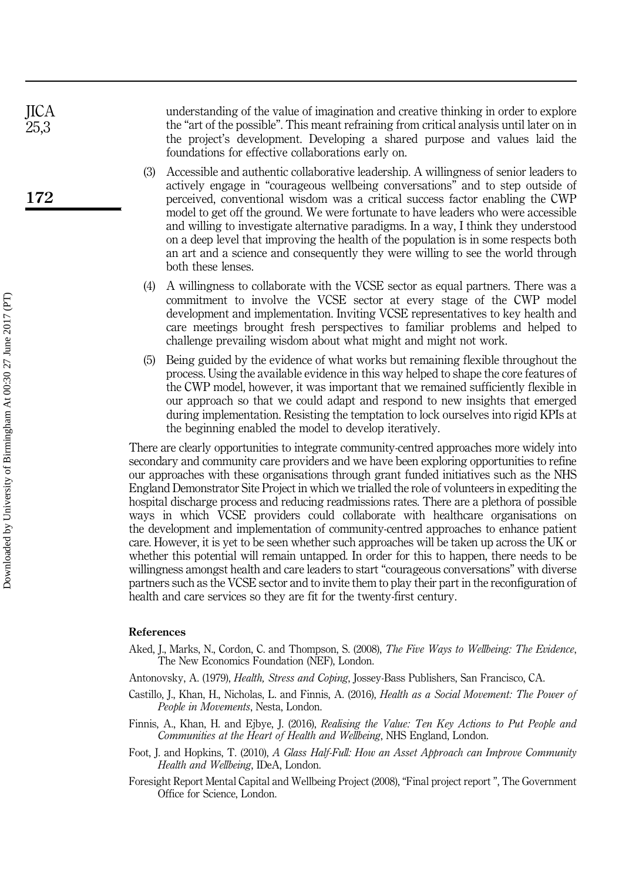understanding of the value of imagination and creative thinking in order to explore the "art of the possible". This meant refraining from critical analysis until later on in the project's development. Developing a shared purpose and values laid the foundations for effective collaborations early on.

(3) Accessible and authentic collaborative leadership. A willingness of senior leaders to actively engage in "courageous wellbeing conversations" and to step outside of perceived, conventional wisdom was a critical success factor enabling the CWP model to get off the ground. We were fortunate to have leaders who were accessible and willing to investigate alternative paradigms. In a way, I think they understood on a deep level that improving the health of the population is in some respects both an art and a science and consequently they were willing to see the world through both these lenses.

(4) A willingness to collaborate with the VCSE sector as equal partners. There was a commitment to involve the VCSE sector at every stage of the CWP model development and implementation. Inviting VCSE representatives to key health and care meetings brought fresh perspectives to familiar problems and helped to challenge prevailing wisdom about what might and might not work.

(5) Being guided by the evidence of what works but remaining flexible throughout the process. Using the available evidence in this way helped to shape the core features of the CWP model, however, it was important that we remained sufficiently flexible in our approach so that we could adapt and respond to new insights that emerged during implementation. Resisting the temptation to lock ourselves into rigid KPIs at the beginning enabled the model to develop iteratively.

There are clearly opportunities to integrate community-centred approaches more widely into secondary and community care providers and we have been exploring opportunities to refine our approaches with these organisations through grant funded initiatives such as the NHS England Demonstrator Site Project in which we trialled the role of volunteers in expediting the hospital discharge process and reducing readmissions rates. There are a plethora of possible ways in which VCSE providers could collaborate with healthcare organisations on the development and implementation of community-centred approaches to enhance patient care. However, it is yet to be seen whether such approaches will be taken up across the UK or whether this potential will remain untapped. In order for this to happen, there needs to be willingness amongst health and care leaders to start "courageous conversations" with diverse partners such as the VCSE sector and to invite them to play their part in the reconfiguration of health and care services so they are fit for the twenty-first century.

## References

Aked, J., Marks, N., Cordon, C. and Thompson, S. (2008), *The Five Ways to Wellbeing: The Evidence*, The New Economics Foundation (NEF), London.

Antonovsky, A. (1979), *Health, Stress and Coping*, Jossey-Bass Publishers, San Francisco, CA.

Castillo, J., Khan, H., Nicholas, L. and Finnis, A. (2016), *Health as a Social Movement: The Power of People in Movements*, Nesta, London.

Finnis, A., Khan, H. and Ejbye, J. (2016), *Realising the Value: Ten Key Actions to Put People and Communities at the Heart of Health and Wellbeing*, NHS England, London.

Foot, J. and Hopkins, T. (2010), *A Glass Half-Full: How an Asset Approach can Improve Community Health and Wellbeing*, IDeA, London.

Foresight Report Mental Capital and Wellbeing Project (2008), "Final project report ", The Government Office for Science, London.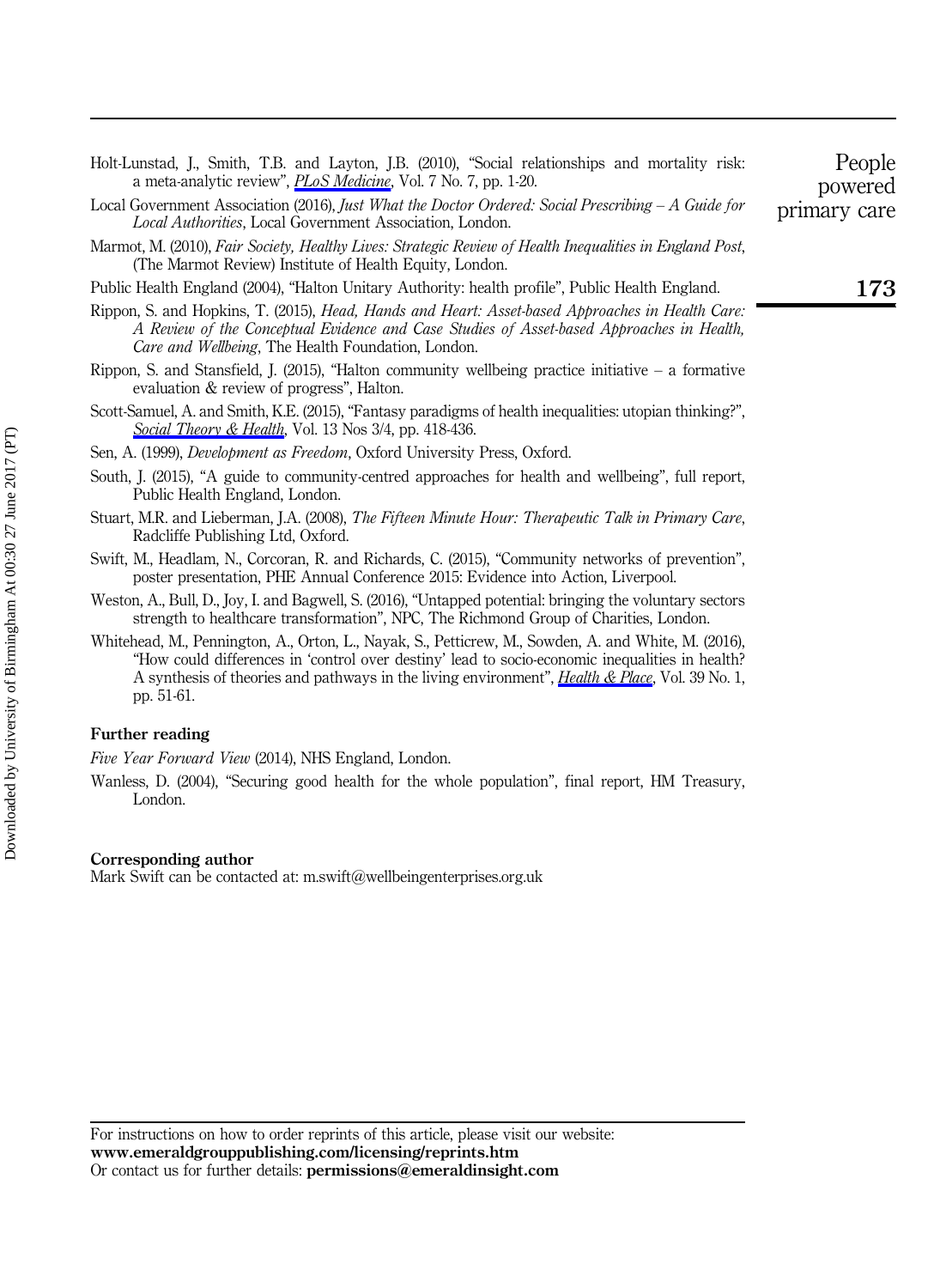Holt-Lunstad, J., Smith, T.B. and Layton, J.B. (2010), "Social relationships and mortality risk: a meta-analytic review", *PLoS Medicine*, Vol. 7 No. 7, pp. 1-20.

Local Government Association (2016), *Just What the Doctor Ordered: Social Prescribing – A Guide for Local Authorities*, Local Government Association, London.

Marmot, M. (2010), *Fair Society, Healthy Lives: Strategic Review of Health Inequalities in England Post*, (The Marmot Review) Institute of Health Equity, London.

Public Health England (2004), "Halton Unitary Authority: health profile", Public Health England.

Rippon, S. and Hopkins, T. (2015), *Head, Hands and Heart: Asset-based Approaches in Health Care: A Review of the Conceptual Evidence and Case Studies of Asset-based Approaches in Health, Care and Wellbeing*, The Health Foundation, London.

Rippon, S. and Stansfield, J. (2015), "Halton community wellbeing practice initiative – a formative evaluation & review of progress", Halton.

Scott-Samuel, A. and Smith, K.E. (2015), "Fantasy paradigms of health inequalities: utopian thinking?", *Social Theory & Health*, Vol. 13 Nos 3/4, pp. 418-436.

Sen, A. (1999), *Development as Freedom*, Oxford University Press, Oxford.

South, J. (2015), "A guide to community-centred approaches for health and wellbeing", full report, Public Health England, London.

Stuart, M.R. and Lieberman, J.A. (2008), *The Fifteen Minute Hour: Therapeutic Talk in Primary Care*, Radcliffe Publishing Ltd, Oxford.

Swift, M., Headlam, N., Corcoran, R. and Richards, C. (2015), "Community networks of prevention", poster presentation, PHE Annual Conference 2015: Evidence into Action, Liverpool.

Weston, A., Bull, D., Joy, I. and Bagwell, S. (2016), "Untapped potential: bringing the voluntary sectors strength to healthcare transformation", NPC, The Richmond Group of Charities, London.

Whitehead, M., Pennington, A., Orton, L., Nayak, S., Petticrew, M., Sowden, A. and White, M. (2016), "How could differences in 'control over destiny' lead to socio-economic inequalities in health? A synthesis of theories and pathways in the living environment", *Health & Place*, Vol. 39 No. 1, pp. 51-61.

## Further reading

*Five Year Forward View* (2014), NHS England, London.

Wanless, D. (2004), "Securing good health for the whole population", final report, HM Treasury, London.

## Corresponding author

Mark Swift can be contacted at: m.swift@wellbeingenterprises.org.uk

For instructions on how to order reprints of this article, please visit our website:
**www.emeraldgrouppublishing.com/licensing/reprints.htm**
Or contact us for further details: **permissions@emeraldinsight.com**